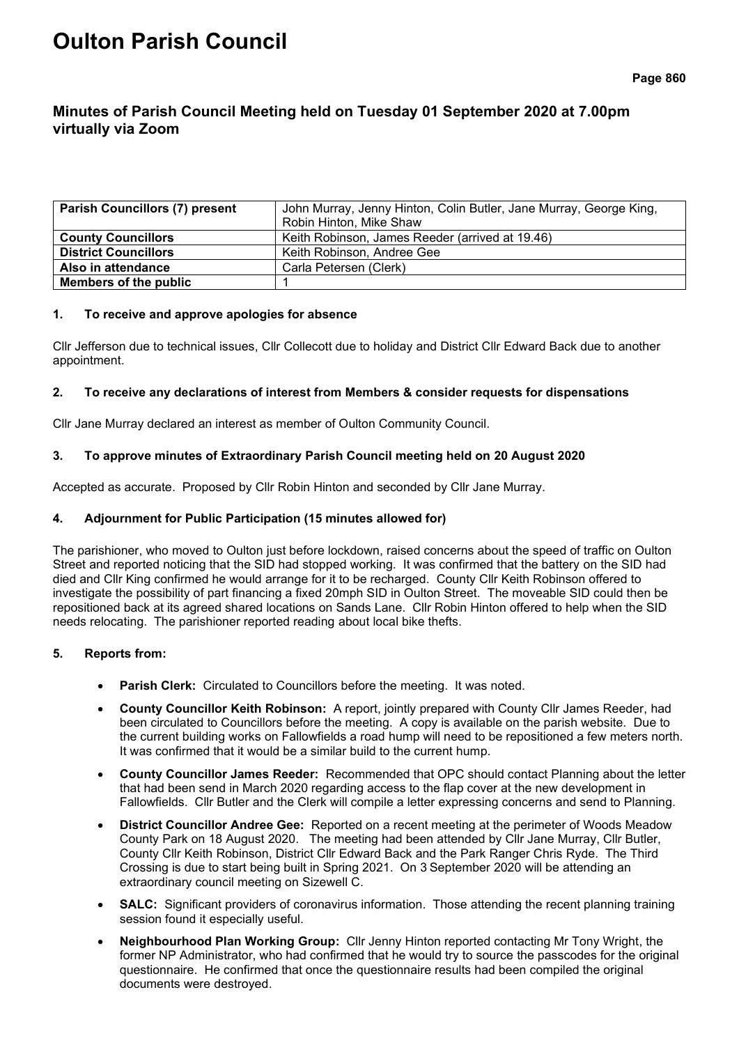# Oulton Parish Council

## Minutes of Parish Council Meeting held on Tuesday 01 September 2020 at 7.00pm virtually via Zoom

| **Parish Councillors (7) present** | John Murray, Jenny Hinton, Colin Butler, Jane Murray, George King, Robin Hinton, Mike Shaw |
|---|---|
| **County Councillors** | Keith Robinson, James Reeder (arrived at 19.46) |
| **District Councillors** | Keith Robinson, Andree Gee |
| **Also in attendance** | Carla Petersen (Clerk) |
| **Members of the public** | 1 |

### 1. To receive and approve apologies for absence

Cllr Jefferson due to technical issues, Cllr Collecott due to holiday and District Cllr Edward Back due to another appointment.

### 2. To receive any declarations of interest from Members & consider requests for dispensations

Cllr Jane Murray declared an interest as member of Oulton Community Council.

### 3. To approve minutes of Extraordinary Parish Council meeting held on 20 August 2020

Accepted as accurate. Proposed by Cllr Robin Hinton and seconded by Cllr Jane Murray.

### 4. Adjournment for Public Participation (15 minutes allowed for)

The parishioner, who moved to Oulton just before lockdown, raised concerns about the speed of traffic on Oulton Street and reported noticing that the SID had stopped working. It was confirmed that the battery on the SID had died and Cllr King confirmed he would arrange for it to be recharged. County Cllr Keith Robinson offered to investigate the possibility of part financing a fixed 20mph SID in Oulton Street. The moveable SID could then be repositioned back at its agreed shared locations on Sands Lane. Cllr Robin Hinton offered to help when the SID needs relocating. The parishioner reported reading about local bike thefts.

### 5. Reports from:

- **Parish Clerk:** Circulated to Councillors before the meeting. It was noted.
- **County Councillor Keith Robinson:** A report, jointly prepared with County Cllr James Reeder, had been circulated to Councillors before the meeting. A copy is available on the parish website. Due to the current building works on Fallowfields a road hump will need to be repositioned a few meters north. It was confirmed that it would be a similar build to the current hump.
- **County Councillor James Reeder:** Recommended that OPC should contact Planning about the letter that had been send in March 2020 regarding access to the flap cover at the new development in Fallowfields. Cllr Butler and the Clerk will compile a letter expressing concerns and send to Planning.
- **District Councillor Andree Gee:** Reported on a recent meeting at the perimeter of Woods Meadow County Park on 18 August 2020. The meeting had been attended by Cllr Jane Murray, Cllr Butler, County Cllr Keith Robinson, District Cllr Edward Back and the Park Ranger Chris Ryde. The Third Crossing is due to start being built in Spring 2021. On 3 September 2020 will be attending an extraordinary council meeting on Sizewell C.
- **SALC:** Significant providers of coronavirus information. Those attending the recent planning training session found it especially useful.
- **Neighbourhood Plan Working Group:** Cllr Jenny Hinton reported contacting Mr Tony Wright, the former NP Administrator, who had confirmed that he would try to source the passcodes for the original questionnaire. He confirmed that once the questionnaire results had been compiled the original documents were destroyed.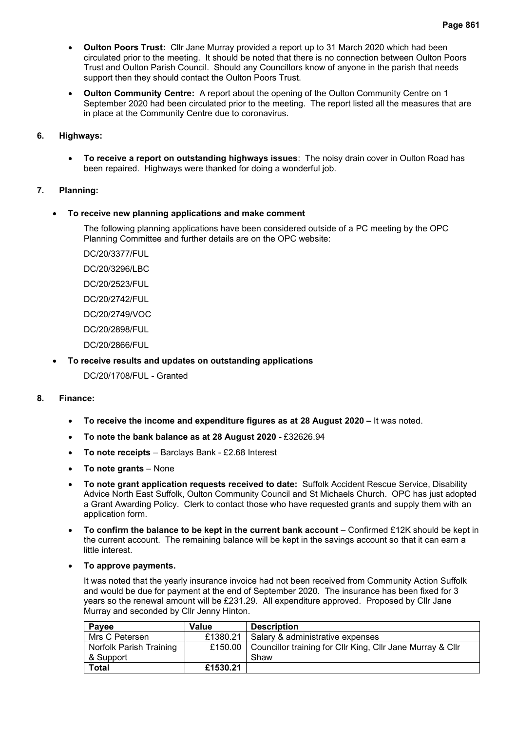- **Oulton Poors Trust:** Cllr Jane Murray provided a report up to 31 March 2020 which had been circulated prior to the meeting. It should be noted that there is no connection between Oulton Poors Trust and Oulton Parish Council. Should any Councillors know of anyone in the parish that needs support then they should contact the Oulton Poors Trust.
- **Oulton Community Centre:** A report about the opening of the Oulton Community Centre on 1 September 2020 had been circulated prior to the meeting. The report listed all the measures that are in place at the Community Centre due to coronavirus.

**6. Highways:**

- **To receive a report on outstanding highways issues**: The noisy drain cover in Oulton Road has been repaired. Highways were thanked for doing a wonderful job.

**7. Planning:**

- **To receive new planning applications and make comment**

  The following planning applications have been considered outside of a PC meeting by the OPC Planning Committee and further details are on the OPC website:

  DC/20/3377/FUL

  DC/20/3296/LBC

  DC/20/2523/FUL

  DC/20/2742/FUL

  DC/20/2749/VOC

  DC/20/2898/FUL

  DC/20/2866/FUL

- **To receive results and updates on outstanding applications**

  DC/20/1708/FUL - Granted

**8. Finance:**

- **To receive the income and expenditure figures as at 28 August 2020 –** It was noted.
- **To note the bank balance as at 28 August 2020 -** £32626.94
- **To note receipts** – Barclays Bank - £2.68 Interest
- **To note grants** – None
- **To note grant application requests received to date:** Suffolk Accident Rescue Service, Disability Advice North East Suffolk, Oulton Community Council and St Michaels Church. OPC has just adopted a Grant Awarding Policy. Clerk to contact those who have requested grants and supply them with an application form.
- **To confirm the balance to be kept in the current bank account** – Confirmed £12K should be kept in the current account. The remaining balance will be kept in the savings account so that it can earn a little interest.
- **To approve payments.**

  It was noted that the yearly insurance invoice had not been received from Community Action Suffolk and would be due for payment at the end of September 2020. The insurance has been fixed for 3 years so the renewal amount will be £231.29. All expenditure approved. Proposed by Cllr Jane Murray and seconded by Cllr Jenny Hinton.

| Payee | Value | Description |
|---|---|---|
| Mrs C Petersen | £1380.21 | Salary & administrative expenses |
| Norfolk Parish Training & Support | £150.00 | Councillor training for Cllr King, Cllr Jane Murray & Cllr Shaw |
| **Total** | **£1530.21** | |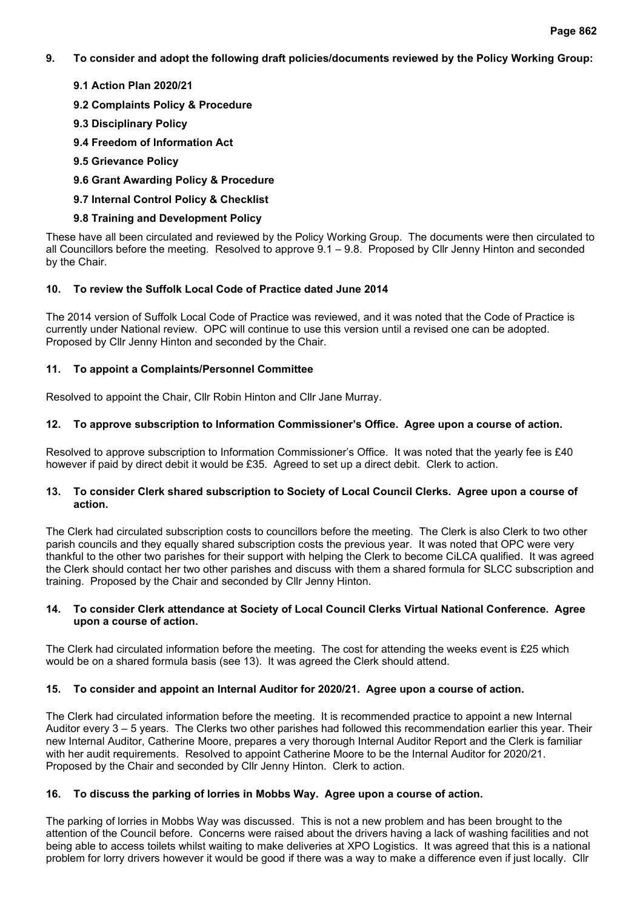**9. To consider and adopt the following draft policies/documents reviewed by the Policy Working Group:**

- **9.1 Action Plan 2020/21**
- **9.2 Complaints Policy & Procedure**
- **9.3 Disciplinary Policy**
- **9.4 Freedom of Information Act**
- **9.5 Grievance Policy**
- **9.6 Grant Awarding Policy & Procedure**
- **9.7 Internal Control Policy & Checklist**
- **9.8 Training and Development Policy**

These have all been circulated and reviewed by the Policy Working Group. The documents were then circulated to all Councillors before the meeting. Resolved to approve 9.1 – 9.8. Proposed by Cllr Jenny Hinton and seconded by the Chair.

**10. To review the Suffolk Local Code of Practice dated June 2014**

The 2014 version of Suffolk Local Code of Practice was reviewed, and it was noted that the Code of Practice is currently under National review. OPC will continue to use this version until a revised one can be adopted. Proposed by Cllr Jenny Hinton and seconded by the Chair.

**11. To appoint a Complaints/Personnel Committee**

Resolved to appoint the Chair, Cllr Robin Hinton and Cllr Jane Murray.

**12. To approve subscription to Information Commissioner's Office. Agree upon a course of action.**

Resolved to approve subscription to Information Commissioner's Office. It was noted that the yearly fee is £40 however if paid by direct debit it would be £35. Agreed to set up a direct debit. Clerk to action.

**13. To consider Clerk shared subscription to Society of Local Council Clerks. Agree upon a course of action.**

The Clerk had circulated subscription costs to councillors before the meeting. The Clerk is also Clerk to two other parish councils and they equally shared subscription costs the previous year. It was noted that OPC were very thankful to the other two parishes for their support with helping the Clerk to become CiLCA qualified. It was agreed the Clerk should contact her two other parishes and discuss with them a shared formula for SLCC subscription and training. Proposed by the Chair and seconded by Cllr Jenny Hinton.

**14. To consider Clerk attendance at Society of Local Council Clerks Virtual National Conference. Agree upon a course of action.**

The Clerk had circulated information before the meeting. The cost for attending the weeks event is £25 which would be on a shared formula basis (see 13). It was agreed the Clerk should attend.

**15. To consider and appoint an Internal Auditor for 2020/21. Agree upon a course of action.**

The Clerk had circulated information before the meeting. It is recommended practice to appoint a new Internal Auditor every 3 – 5 years. The Clerks two other parishes had followed this recommendation earlier this year. Their new Internal Auditor, Catherine Moore, prepares a very thorough Internal Auditor Report and the Clerk is familiar with her audit requirements. Resolved to appoint Catherine Moore to be the Internal Auditor for 2020/21. Proposed by the Chair and seconded by Cllr Jenny Hinton. Clerk to action.

**16. To discuss the parking of lorries in Mobbs Way. Agree upon a course of action.**

The parking of lorries in Mobbs Way was discussed. This is not a new problem and has been brought to the attention of the Council before. Concerns were raised about the drivers having a lack of washing facilities and not being able to access toilets whilst waiting to make deliveries at XPO Logistics. It was agreed that this is a national problem for lorry drivers however it would be good if there was a way to make a difference even if just locally. Cllr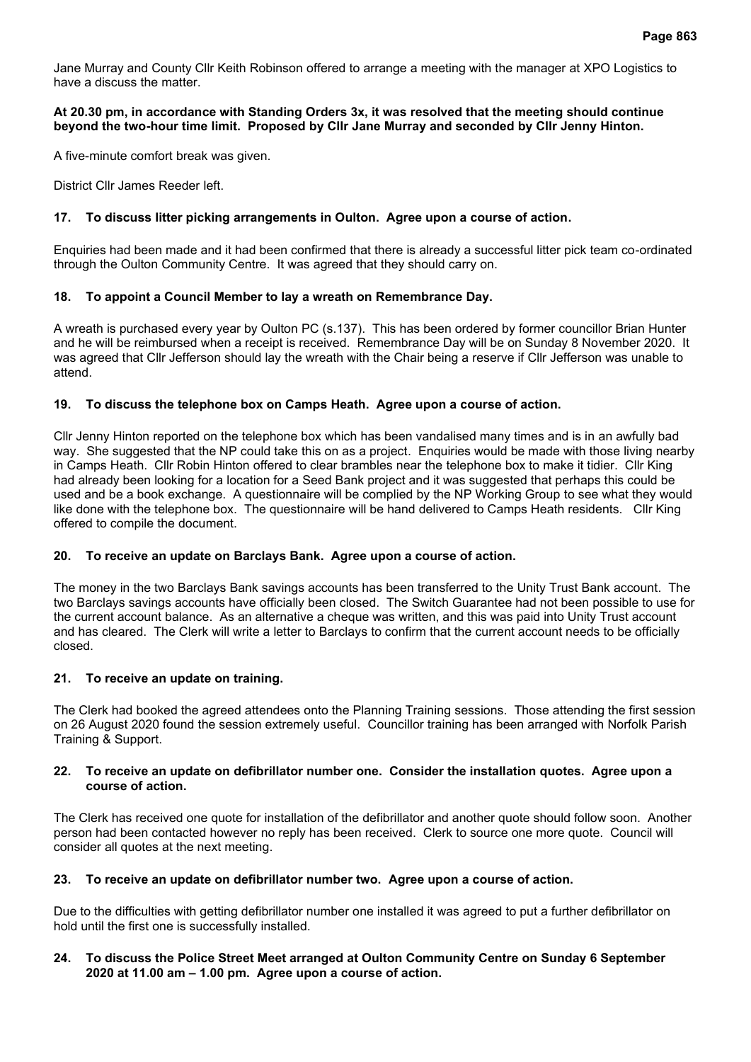Jane Murray and County Cllr Keith Robinson offered to arrange a meeting with the manager at XPO Logistics to have a discuss the matter.

**At 20.30 pm, in accordance with Standing Orders 3x, it was resolved that the meeting should continue beyond the two-hour time limit. Proposed by Cllr Jane Murray and seconded by Cllr Jenny Hinton.**

A five-minute comfort break was given.

District Cllr James Reeder left.

### 17. To discuss litter picking arrangements in Oulton. Agree upon a course of action.

Enquiries had been made and it had been confirmed that there is already a successful litter pick team co-ordinated through the Oulton Community Centre. It was agreed that they should carry on.

### 18. To appoint a Council Member to lay a wreath on Remembrance Day.

A wreath is purchased every year by Oulton PC (s.137). This has been ordered by former councillor Brian Hunter and he will be reimbursed when a receipt is received. Remembrance Day will be on Sunday 8 November 2020. It was agreed that Cllr Jefferson should lay the wreath with the Chair being a reserve if Cllr Jefferson was unable to attend.

### 19. To discuss the telephone box on Camps Heath. Agree upon a course of action.

Cllr Jenny Hinton reported on the telephone box which has been vandalised many times and is in an awfully bad way. She suggested that the NP could take this on as a project. Enquiries would be made with those living nearby in Camps Heath. Cllr Robin Hinton offered to clear brambles near the telephone box to make it tidier. Cllr King had already been looking for a location for a Seed Bank project and it was suggested that perhaps this could be used and be a book exchange. A questionnaire will be complied by the NP Working Group to see what they would like done with the telephone box. The questionnaire will be hand delivered to Camps Heath residents. Cllr King offered to compile the document.

### 20. To receive an update on Barclays Bank. Agree upon a course of action.

The money in the two Barclays Bank savings accounts has been transferred to the Unity Trust Bank account. The two Barclays savings accounts have officially been closed. The Switch Guarantee had not been possible to use for the current account balance. As an alternative a cheque was written, and this was paid into Unity Trust account and has cleared. The Clerk will write a letter to Barclays to confirm that the current account needs to be officially closed.

### 21. To receive an update on training.

The Clerk had booked the agreed attendees onto the Planning Training sessions. Those attending the first session on 26 August 2020 found the session extremely useful. Councillor training has been arranged with Norfolk Parish Training & Support.

### 22. To receive an update on defibrillator number one. Consider the installation quotes. Agree upon a course of action.

The Clerk has received one quote for installation of the defibrillator and another quote should follow soon. Another person had been contacted however no reply has been received. Clerk to source one more quote. Council will consider all quotes at the next meeting.

### 23. To receive an update on defibrillator number two. Agree upon a course of action.

Due to the difficulties with getting defibrillator number one installed it was agreed to put a further defibrillator on hold until the first one is successfully installed.

### 24. To discuss the Police Street Meet arranged at Oulton Community Centre on Sunday 6 September 2020 at 11.00 am – 1.00 pm. Agree upon a course of action.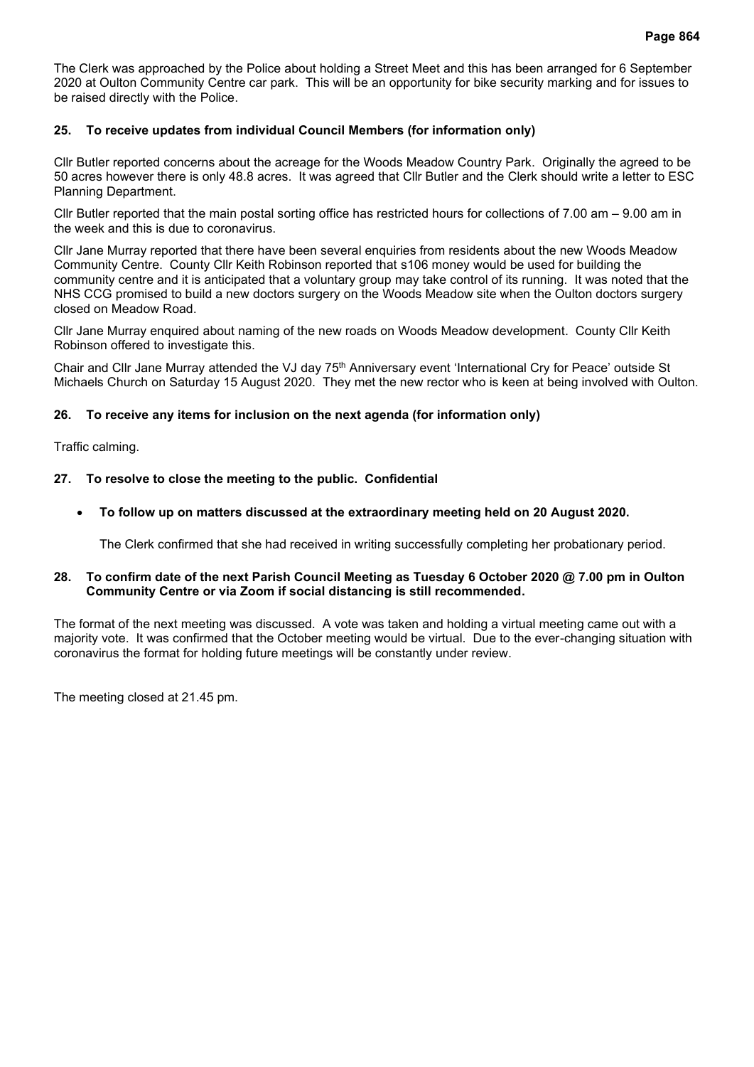The Clerk was approached by the Police about holding a Street Meet and this has been arranged for 6 September 2020 at Oulton Community Centre car park. This will be an opportunity for bike security marking and for issues to be raised directly with the Police.

### 25. To receive updates from individual Council Members (for information only)

Cllr Butler reported concerns about the acreage for the Woods Meadow Country Park. Originally the agreed to be 50 acres however there is only 48.8 acres. It was agreed that Cllr Butler and the Clerk should write a letter to ESC Planning Department.

Cllr Butler reported that the main postal sorting office has restricted hours for collections of 7.00 am – 9.00 am in the week and this is due to coronavirus.

Cllr Jane Murray reported that there have been several enquiries from residents about the new Woods Meadow Community Centre. County Cllr Keith Robinson reported that s106 money would be used for building the community centre and it is anticipated that a voluntary group may take control of its running. It was noted that the NHS CCG promised to build a new doctors surgery on the Woods Meadow site when the Oulton doctors surgery closed on Meadow Road.

Cllr Jane Murray enquired about naming of the new roads on Woods Meadow development. County Cllr Keith Robinson offered to investigate this.

Chair and Cllr Jane Murray attended the VJ day 75th Anniversary event 'International Cry for Peace' outside St Michaels Church on Saturday 15 August 2020. They met the new rector who is keen at being involved with Oulton.

### 26. To receive any items for inclusion on the next agenda (for information only)

Traffic calming.

### 27. To resolve to close the meeting to the public. Confidential

- **To follow up on matters discussed at the extraordinary meeting held on 20 August 2020.**

  The Clerk confirmed that she had received in writing successfully completing her probationary period.

### 28. To confirm date of the next Parish Council Meeting as Tuesday 6 October 2020 @ 7.00 pm in Oulton Community Centre or via Zoom if social distancing is still recommended.

The format of the next meeting was discussed. A vote was taken and holding a virtual meeting came out with a majority vote. It was confirmed that the October meeting would be virtual. Due to the ever-changing situation with coronavirus the format for holding future meetings will be constantly under review.

The meeting closed at 21.45 pm.